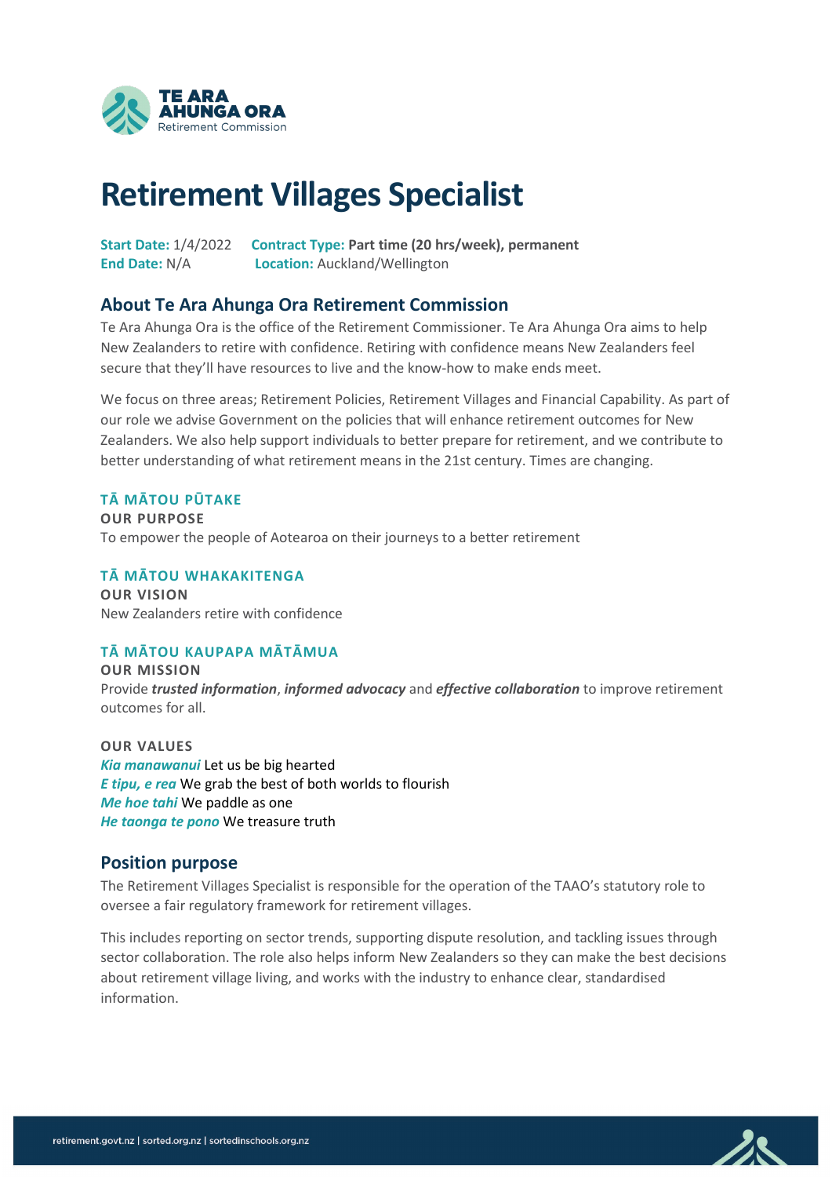TE ARA AHUNGA ORA
Retirement Commission

# Retirement Villages Specialist

**Start Date:** 1/4/2022
**End Date:** N/A
**Contract Type:** **Part time (20 hrs/week), permanent**
**Location:** Auckland/Wellington

## About Te Ara Ahunga Ora Retirement Commission

Te Ara Ahunga Ora is the office of the Retirement Commissioner. Te Ara Ahunga Ora aims to help New Zealanders to retire with confidence. Retiring with confidence means New Zealanders feel secure that they'll have resources to live and the know-how to make ends meet.

We focus on three areas; Retirement Policies, Retirement Villages and Financial Capability. As part of our role we advise Government on the policies that will enhance retirement outcomes for New Zealanders. We also help support individuals to better prepare for retirement, and we contribute to better understanding of what retirement means in the 21st century. Times are changing.

#### TĀ MĀTOU PŪTAKE

**OUR PURPOSE**
To empower the people of Aotearoa on their journeys to a better retirement

#### TĀ MĀTOU WHAKAKITENGA

**OUR VISION**
New Zealanders retire with confidence

#### TĀ MĀTOU KAUPAPA MĀTĀMUA

**OUR MISSION**
Provide ***trusted information***, ***informed advocacy*** and ***effective collaboration*** to improve retirement outcomes for all.

**OUR VALUES**
***Kia manawanui*** Let us be big hearted
***E tipu, e rea*** We grab the best of both worlds to flourish
***Me hoe tahi*** We paddle as one
***He taonga te pono*** We treasure truth

## Position purpose

The Retirement Villages Specialist is responsible for the operation of the TAAO's statutory role to oversee a fair regulatory framework for retirement villages.

This includes reporting on sector trends, supporting dispute resolution, and tackling issues through sector collaboration. The role also helps inform New Zealanders so they can make the best decisions about retirement village living, and works with the industry to enhance clear, standardised information.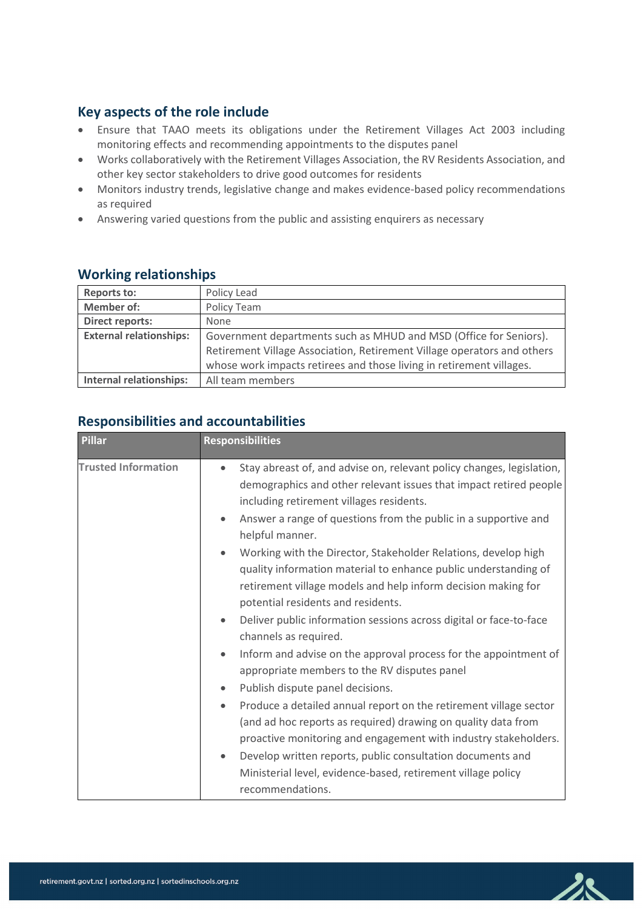## Key aspects of the role include

- Ensure that TAAO meets its obligations under the Retirement Villages Act 2003 including monitoring effects and recommending appointments to the disputes panel
- Works collaboratively with the Retirement Villages Association, the RV Residents Association, and other key sector stakeholders to drive good outcomes for residents
- Monitors industry trends, legislative change and makes evidence-based policy recommendations as required
- Answering varied questions from the public and assisting enquirers as necessary

## Working relationships

| | |
|---|---|
| **Reports to:** | Policy Lead |
| **Member of:** | Policy Team |
| **Direct reports:** | None |
| **External relationships:** | Government departments such as MHUD and MSD (Office for Seniors). Retirement Village Association, Retirement Village operators and others whose work impacts retirees and those living in retirement villages. |
| **Internal relationships:** | All team members |

## Responsibilities and accountabilities

| Pillar | Responsibilities |
|---|---|
| Trusted Information | • Stay abreast of, and advise on, relevant policy changes, legislation, demographics and other relevant issues that impact retired people including retirement villages residents.<br>• Answer a range of questions from the public in a supportive and helpful manner.<br>• Working with the Director, Stakeholder Relations, develop high quality information material to enhance public understanding of retirement village models and help inform decision making for potential residents and residents.<br>• Deliver public information sessions across digital or face-to-face channels as required.<br>• Inform and advise on the approval process for the appointment of appropriate members to the RV disputes panel<br>• Publish dispute panel decisions.<br>• Produce a detailed annual report on the retirement village sector (and ad hoc reports as required) drawing on quality data from proactive monitoring and engagement with industry stakeholders.<br>• Develop written reports, public consultation documents and Ministerial level, evidence-based, retirement village policy recommendations. |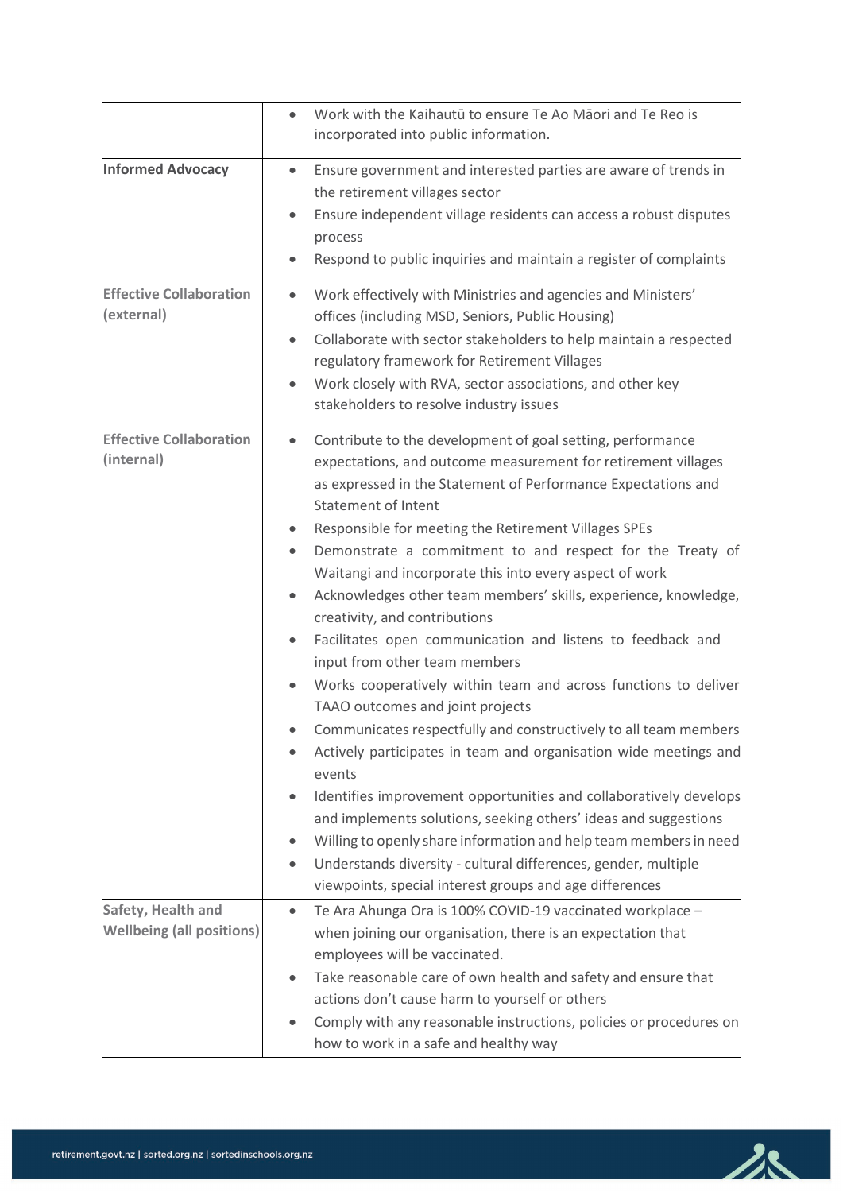| | |
|---|---|
| | • Work with the Kaihautū to ensure Te Ao Māori and Te Reo is incorporated into public information. |
| **Informed Advocacy** | • Ensure government and interested parties are aware of trends in the retirement villages sector<br>• Ensure independent village residents can access a robust disputes process<br>• Respond to public inquiries and maintain a register of complaints |
| **Effective Collaboration (external)** | • Work effectively with Ministries and agencies and Ministers' offices (including MSD, Seniors, Public Housing)<br>• Collaborate with sector stakeholders to help maintain a respected regulatory framework for Retirement Villages<br>• Work closely with RVA, sector associations, and other key stakeholders to resolve industry issues |
| **Effective Collaboration (internal)** | • Contribute to the development of goal setting, performance expectations, and outcome measurement for retirement villages as expressed in the Statement of Performance Expectations and Statement of Intent<br>• Responsible for meeting the Retirement Villages SPEs<br>• Demonstrate a commitment to and respect for the Treaty of Waitangi and incorporate this into every aspect of work<br>• Acknowledges other team members' skills, experience, knowledge, creativity, and contributions<br>• Facilitates open communication and listens to feedback and input from other team members<br>• Works cooperatively within team and across functions to deliver TAAO outcomes and joint projects<br>• Communicates respectfully and constructively to all team members<br>• Actively participates in team and organisation wide meetings and events<br>• Identifies improvement opportunities and collaboratively develops and implements solutions, seeking others' ideas and suggestions<br>• Willing to openly share information and help team members in need<br>• Understands diversity - cultural differences, gender, multiple viewpoints, special interest groups and age differences |
| **Safety, Health and Wellbeing (all positions)** | • Te Ara Ahunga Ora is 100% COVID-19 vaccinated workplace – when joining our organisation, there is an expectation that employees will be vaccinated.<br>• Take reasonable care of own health and safety and ensure that actions don't cause harm to yourself or others<br>• Comply with any reasonable instructions, policies or procedures on how to work in a safe and healthy way |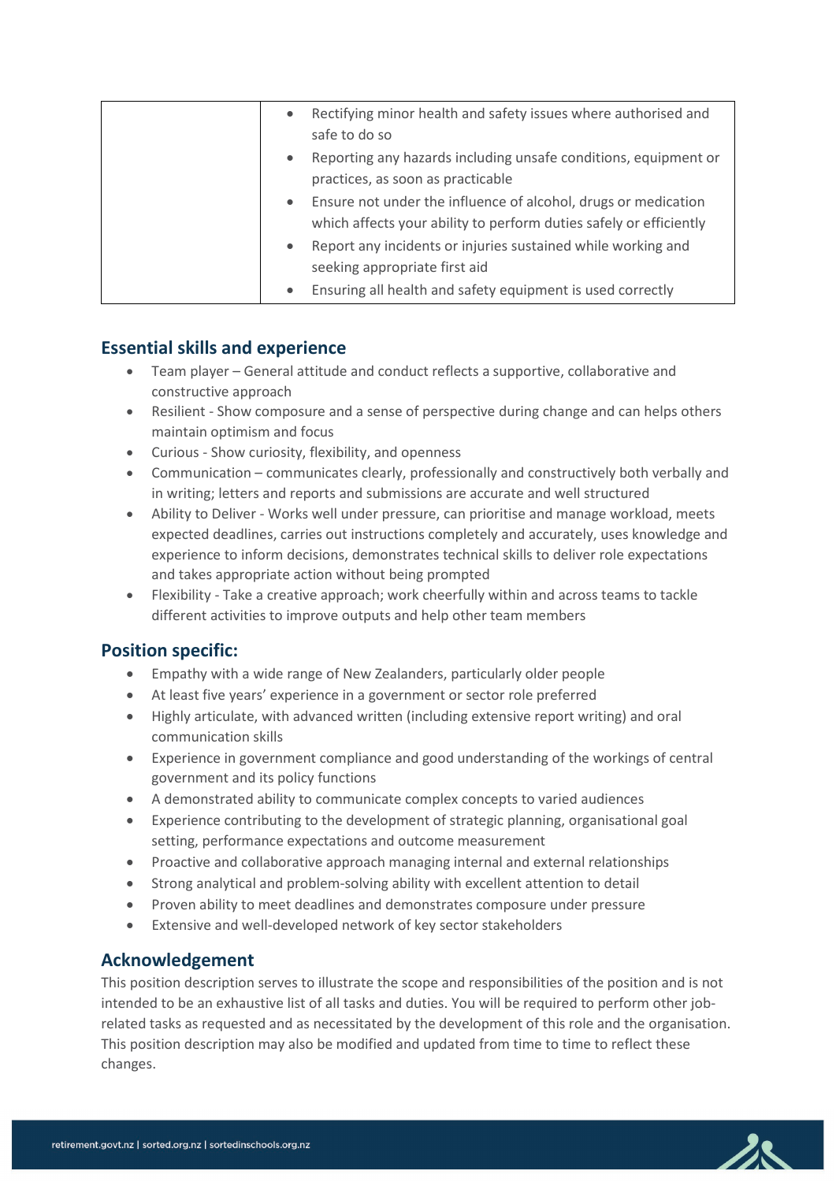| | |
|---|---|
| | • Rectifying minor health and safety issues where authorised and safe to do so<br>• Reporting any hazards including unsafe conditions, equipment or practices, as soon as practicable<br>• Ensure not under the influence of alcohol, drugs or medication which affects your ability to perform duties safely or efficiently<br>• Report any incidents or injuries sustained while working and seeking appropriate first aid<br>• Ensuring all health and safety equipment is used correctly |

## Essential skills and experience

- Team player – General attitude and conduct reflects a supportive, collaborative and constructive approach
- Resilient - Show composure and a sense of perspective during change and can helps others maintain optimism and focus
- Curious - Show curiosity, flexibility, and openness
- Communication – communicates clearly, professionally and constructively both verbally and in writing; letters and reports and submissions are accurate and well structured
- Ability to Deliver - Works well under pressure, can prioritise and manage workload, meets expected deadlines, carries out instructions completely and accurately, uses knowledge and experience to inform decisions, demonstrates technical skills to deliver role expectations and takes appropriate action without being prompted
- Flexibility - Take a creative approach; work cheerfully within and across teams to tackle different activities to improve outputs and help other team members

## Position specific:

- Empathy with a wide range of New Zealanders, particularly older people
- At least five years' experience in a government or sector role preferred
- Highly articulate, with advanced written (including extensive report writing) and oral communication skills
- Experience in government compliance and good understanding of the workings of central government and its policy functions
- A demonstrated ability to communicate complex concepts to varied audiences
- Experience contributing to the development of strategic planning, organisational goal setting, performance expectations and outcome measurement
- Proactive and collaborative approach managing internal and external relationships
- Strong analytical and problem-solving ability with excellent attention to detail
- Proven ability to meet deadlines and demonstrates composure under pressure
- Extensive and well-developed network of key sector stakeholders

## Acknowledgement

This position description serves to illustrate the scope and responsibilities of the position and is not intended to be an exhaustive list of all tasks and duties. You will be required to perform other job-related tasks as requested and as necessitated by the development of this role and the organisation. This position description may also be modified and updated from time to time to reflect these changes.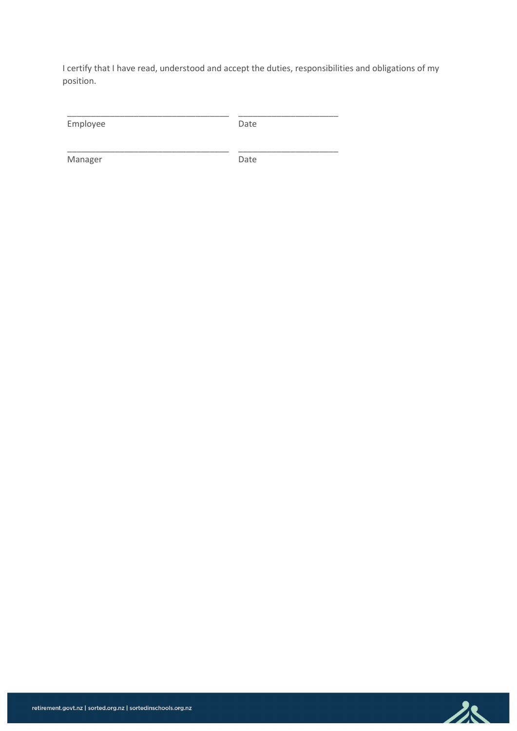I certify that I have read, understood and accept the duties, responsibilities and obligations of my position.

| | |
|---|---|
| ___________________________________ | ______________________ |
| Employee | Date |
| ___________________________________ | ______________________ |
| Manager | Date |